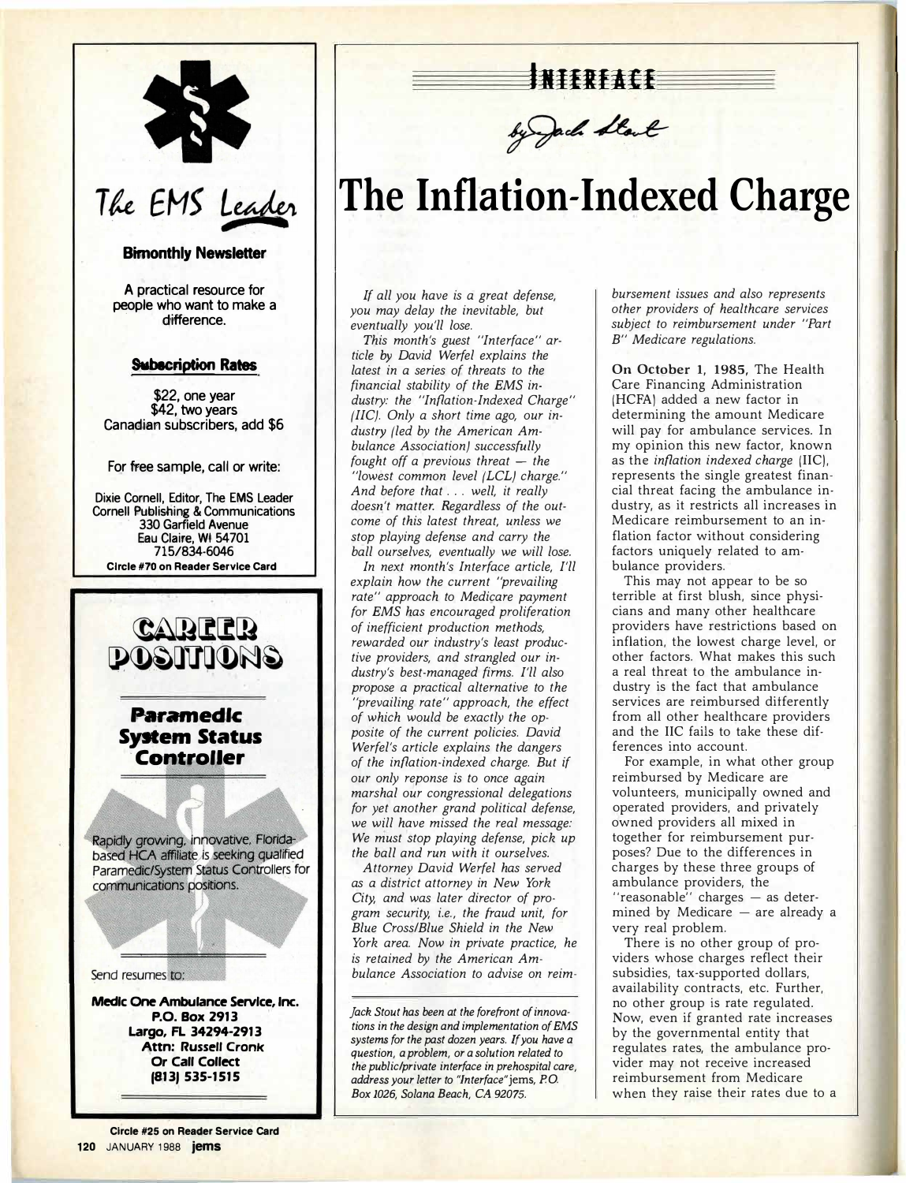# The EMS Leader

**Bimonthly Newsletter**

A practical resource for people who want to make a difference.

**Subscription Rates**

$22, one year
$42, two years
Canadian subscribers, add $6

For free sample, call or write:

Dixie Cornell, Editor, The EMS Leader
Cornell Publishing & Communications
330 Garfield Avenue
Eau Claire, WI 54701
715/834-6046

**Circle #70 on Reader Service Card**

# CAREER POSITIONS

## Paramedic System Status Controller

Rapidly growing, innovative, Florida-based HCA affiliate is seeking qualified Paramedic/System Status Controllers for communications positions.

Send resumes to:

**Medic One Ambulance Service, Inc.**
**P.O. Box 2913**
**Largo, FL 34294-2913**
**Attn: Russell Cronk**
**Or Call Collect**
**(813) 535-1515**

**Circle #25 on Reader Service Card**

---

INTERFACE

by Jack Stout

# The Inflation-Indexed Charge

*If all you have is a great defense, you may delay the inevitable, but eventually you'll lose.*

*This month's guest "Interface" article by David Werfel explains the latest in a series of threats to the financial stability of the EMS industry: the "Inflation-Indexed Charge" (IIC). Only a short time ago, our industry (led by the American Ambulance Association) successfully fought off a previous threat — the "lowest common level (LCL) charge." And before that . . . well, it really doesn't matter. Regardless of the outcome of this latest threat, unless we stop playing defense and carry the ball ourselves, eventually we will lose.*

*In next month's Interface article, I'll explain how the current "prevailing rate" approach to Medicare payment for EMS has encouraged proliferation of inefficient production methods, rewarded our industry's least productive providers, and strangled our industry's best-managed firms. I'll also propose a practical alternative to the "prevailing rate" approach, the effect of which would be exactly the opposite of the current policies. David Werfel's article explains the dangers of the inflation-indexed charge. But if our only reponse is to once again marshal our congressional delegations for yet another grand political defense, we will have missed the real message: We must stop playing defense, pick up the ball and run with it ourselves.*

*Attorney David Werfel has served as a district attorney in New York City, and was later director of program security, i.e., the fraud unit, for Blue Cross/Blue Shield in the New York area. Now in private practice, he is retained by the American Ambulance Association to advise on reimbursement issues and also represents other providers of healthcare services subject to reimbursement under "Part B" Medicare regulations.*

*Jack Stout has been at the forefront of innovations in the design and implementation of EMS systems for the past dozen years. If you have a question, a problem, or a solution related to the public/private interface in prehospital care, address your letter to "Interface" jems, P.O. Box 1026, Solana Beach, CA 92075.*

**On October 1, 1985,** The Health Care Financing Administration (HCFA) added a new factor in determining the amount Medicare will pay for ambulance services. In my opinion this new factor, known as the *inflation indexed charge* (IIC), represents the single greatest financial threat facing the ambulance industry, as it restricts all increases in Medicare reimbursement to an inflation factor without considering factors uniquely related to ambulance providers.

This may not appear to be so terrible at first blush, since physicians and many other healthcare providers have restrictions based on inflation, the lowest charge level, or other factors. What makes this such a real threat to the ambulance industry is the fact that ambulance services are reimbursed differently from all other healthcare providers and the IIC fails to take these differences into account.

For example, in what other group reimbursed by Medicare are volunteers, municipally owned and operated providers, and privately owned providers all mixed in together for reimbursement purposes? Due to the differences in charges by these three groups of ambulance providers, the "reasonable" charges — as determined by Medicare — are already a very real problem.

There is no other group of providers whose charges reflect their subsidies, tax-supported dollars, availability contracts, etc. Further, no other group is rate regulated. Now, even if granted rate increases by the governmental entity that regulates rates, the ambulance provider may not receive increased reimbursement from Medicare when they raise their rates due to a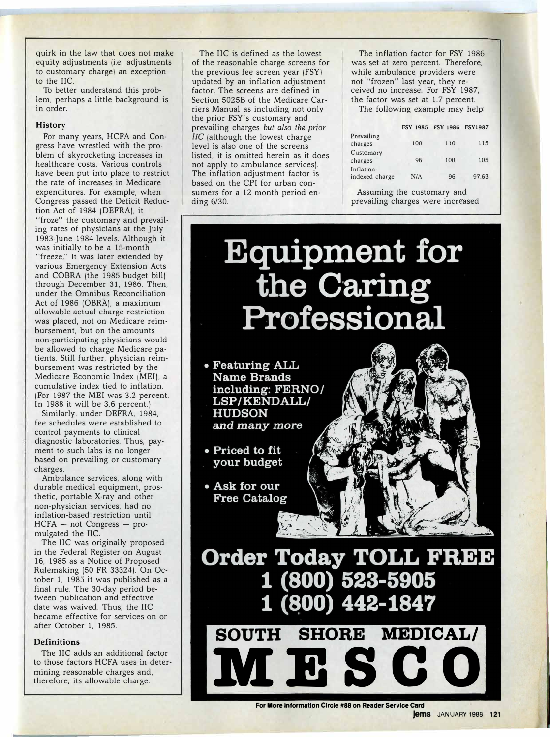quirk in the law that does not make equity adjustments (i.e. adjustments to customary charge) an exception to the IIC.

To better understand this problem, perhaps a little background is in order.

### History

For many years, HCFA and Congress have wrestled with the problem of skyrocketing increases in healthcare costs. Various controls have been put into place to restrict the rate of increases in Medicare expenditures. For example, when Congress passed the Deficit Reduction Act of 1984 (DEFRA), it "froze" the customary and prevailing rates of physicians at the July 1983-June 1984 levels. Although it was initially to be a 15-month "freeze," it was later extended by various Emergency Extension Acts and COBRA (the 1985 budget bill) through December 31, 1986. Then, under the Omnibus Reconciliation Act of 1986 (OBRA), a maximum allowable actual charge restriction was placed, not on Medicare reimbursement, but on the amounts non-participating physicians would be allowed to charge Medicare patients. Still further, physician reimbursement was restricted by the Medicare Economic Index (MEI), a cumulative index tied to inflation. (For 1987 the MEI was 3.2 percent. In 1988 it will be 3.6 percent.)

Similarly, under DEFRA, 1984, fee schedules were established to control payments to clinical diagnostic laboratories. Thus, payment to such labs is no longer based on prevailing or customary charges.

Ambulance services, along with durable medical equipment, prosthetic, portable X-ray and other non-physician services, had no inflation-based restriction until HCFA — not Congress — promulgated the IIC.

The IIC was originally proposed in the Federal Register on August 16, 1985 as a Notice of Proposed Rulemaking (50 FR 33324). On October 1, 1985 it was published as a final rule. The 30-day period between publication and effective date was waived. Thus, the IIC became effective for services on or after October 1, 1985.

### Definitions

The IIC adds an additional factor to those factors HCFA uses in determining reasonable charges and, therefore, its allowable charge.

The IIC is defined as the lowest of the reasonable charge screens for the previous fee screen year (FSY) updated by an inflation adjustment factor. The screens are defined in Section 5025B of the Medicare Carriers Manual as including not only the prior FSY's customary and prevailing charges *but also the prior IIC* (although the lowest charge level is also one of the screens listed, it is omitted herein as it does not apply to ambulance services). The inflation adjustment factor is based on the CPI for urban consumers for a 12 month period ending 6/30.

The inflation factor for FSY 1986 was set at zero percent. Therefore, while ambulance providers were not "frozen" last year, they received no increase. For FSY 1987, the factor was set at 1.7 percent.

The following example may help:

| | FSY 1985 | FSY 1986 | FSY1987 |
|---|---|---|---|
| Prevailing charges | 100 | 110 | 115 |
| Customary charges | 96 | 100 | 105 |
| Inflation-indexed charge | N/A | 96 | 97.63 |

Assuming the customary and prevailing charges were increased

# Equipment for the Caring Professional

- **Featuring ALL Name Brands including: FERNO/ LSP/KENDALL/ HUDSON** *and many more*
- **Priced to fit your budget**
- **Ask for our Free Catalog**

**Order Today TOLL FREE**
**1 (800) 523-5905**
**1 (800) 442-1847**

**SOUTH SHORE MEDICAL/ MESCO**

For More Information Circle #88 on Reader Service Card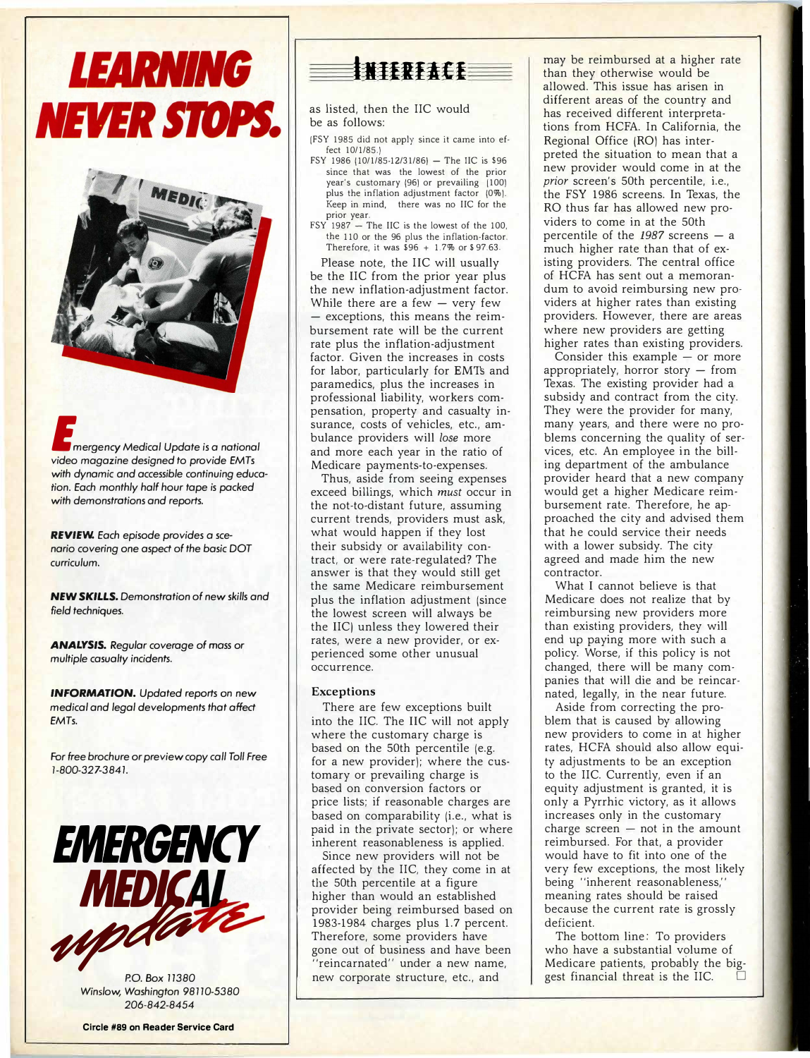# LEARNING NEVER STOPS.

**E**mergency Medical Update is a national video magazine designed to provide EMTs with dynamic and accessible continuing education. Each monthly half hour tape is packed with demonstrations and reports.

***REVIEW.*** *Each episode provides a scenario covering one aspect of the basic DOT curriculum.*

***NEW SKILLS.*** *Demonstration of new skills and field techniques.*

***ANALYSIS.*** *Regular coverage of mass or multiple casualty incidents.*

***INFORMATION.*** *Updated reports on new medical and legal developments that affect EMTs.*

*For free brochure or preview copy call Toll Free 1-800-327-3841.*

**EMERGENCY MEDICAL update**

*P.O. Box 11380*
*Winslow, Washington 98110-5380*
*206-842-8454*

**Circle #89 on Reader Service Card**

---

## INTERFACE

as listed, then the IIC would be as follows:

(FSY 1985 did not apply since it came into effect 10/1/85.)

FSY 1986 (10/1/85-12/31/86) — The IIC is $96 since that was the lowest of the prior year's customary (96) or prevailing (100) plus the inflation adjustment factor (0%). Keep in mind, there was no IIC for the prior year.

FSY 1987 — The IIC is the lowest of the 100, the 110 or the 96 plus the inflation-factor. Therefore, it was $96 + 1.7% or $ 97.63.

Please note, the IIC will usually be the IIC from the prior year plus the new inflation-adjustment factor. While there are a few — very few — exceptions, this means the reimbursement rate will be the current rate plus the inflation-adjustment factor. Given the increases in costs for labor, particularly for EMTs and paramedics, plus the increases in professional liability, workers compensation, property and casualty insurance, costs of vehicles, etc., ambulance providers will *lose* more and more each year in the ratio of Medicare payments-to-expenses.

Thus, aside from seeing expenses exceed billings, which *must* occur in the not-to-distant future, assuming current trends, providers must ask, what would happen if they lost their subsidy or availability contract, or were rate-regulated? The answer is that they would still get the same Medicare reimbursement plus the inflation adjustment (since the lowest screen will always be the IIC) unless they lowered their rates, were a new provider, or experienced some other unusual occurrence.

### Exceptions

There are few exceptions built into the IIC. The IIC will not apply where the customary charge is based on the 50th percentile (e.g. for a new provider); where the customary or prevailing charge is based on conversion factors or price lists; if reasonable charges are based on comparability (i.e., what is paid in the private sector); or where inherent reasonableness is applied.

Since new providers will not be affected by the IIC, they come in at the 50th percentile at a figure higher than would an established provider being reimbursed based on 1983-1984 charges plus 1.7 percent. Therefore, some providers have gone out of business and have been "reincarnated" under a new name, new corporate structure, etc., and may be reimbursed at a higher rate than they otherwise would be allowed. This issue has arisen in different areas of the country and has received different interpretations from HCFA. In California, the Regional Office (RO) has interpreted the situation to mean that a new provider would come in at the *prior* screen's 50th percentile, i.e., the FSY 1986 screens. In Texas, the RO thus far has allowed new providers to come in at the 50th percentile of the *1987* screens — a much higher rate than that of existing providers. The central office of HCFA has sent out a memorandum to avoid reimbursing new providers at higher rates than existing providers. However, there are areas where new providers are getting higher rates than existing providers.

Consider this example — or more appropriately, horror story — from Texas. The existing provider had a subsidy and contract from the city. They were the provider for many, many years, and there were no problems concerning the quality of services, etc. An employee in the billing department of the ambulance provider heard that a new company would get a higher Medicare reimbursement rate. Therefore, he approached the city and advised them that he could service their needs with a lower subsidy. The city agreed and made him the new contractor.

What I cannot believe is that Medicare does not realize that by reimbursing new providers more than existing providers, they will end up paying more with such a policy. Worse, if this policy is not changed, there will be many companies that will die and be reincarnated, legally, in the near future.

Aside from correcting the problem that is caused by allowing new providers to come in at higher rates, HCFA should also allow equity adjustments to be an exception to the IIC. Currently, even if an equity adjustment is granted, it is only a Pyrrhic victory, as it allows increases only in the customary charge screen — not in the amount reimbursed. For that, a provider would have to fit into one of the very few exceptions, the most likely being "inherent reasonableness," meaning rates should be raised because the current rate is grossly deficient.

The bottom line: To providers who have a substantial volume of Medicare patients, probably the biggest financial threat is the IIC. □